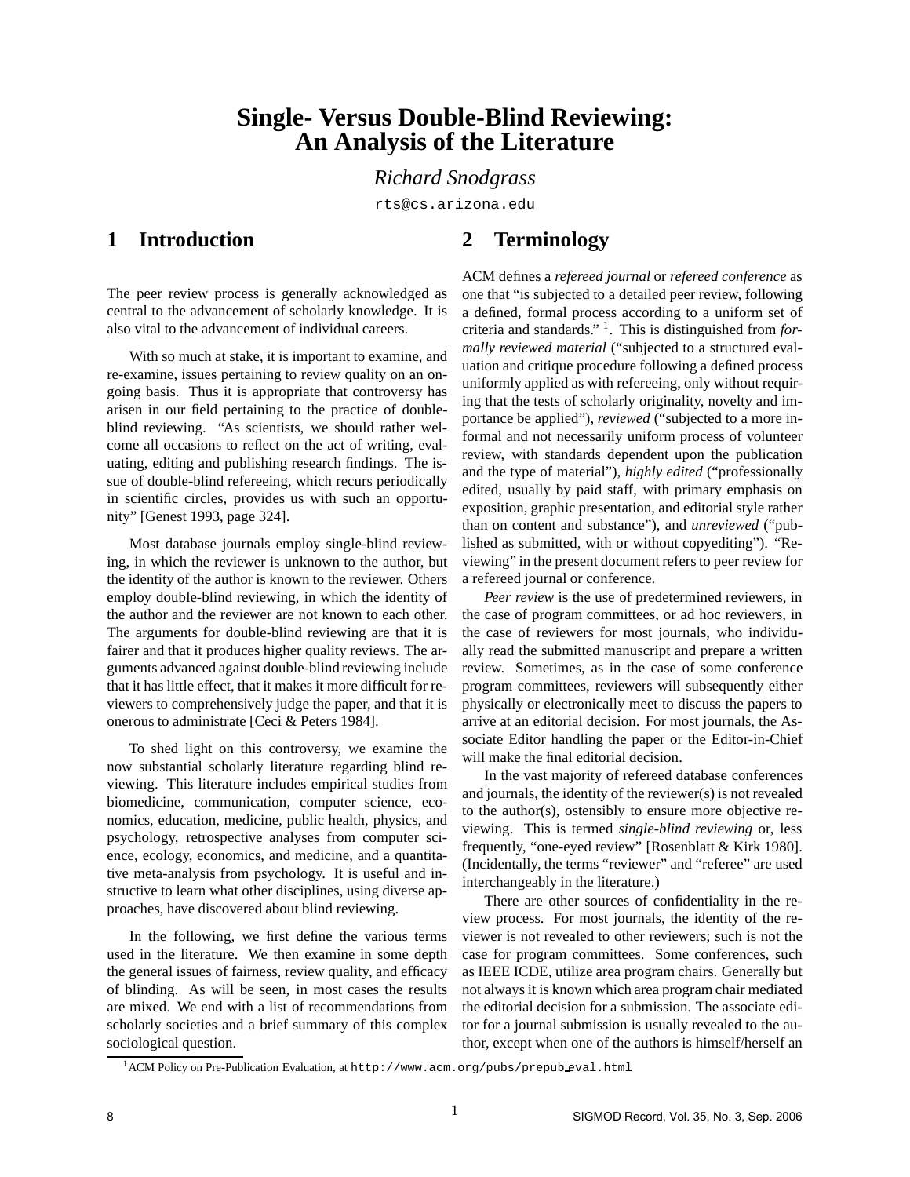# Single- Versus Double-Blind Reviewing: An Analysis of the Literature

*Richard Snodgrass*

rts@cs.arizona.edu

## 1 Introduction

The peer review process is generally acknowledged as central to the advancement of scholarly knowledge. It is also vital to the advancement of individual careers.

With so much at stake, it is important to examine, and re-examine, issues pertaining to review quality on an ongoing basis. Thus it is appropriate that controversy has arisen in our field pertaining to the practice of double-blind reviewing. "As scientists, we should rather welcome all occasions to reflect on the act of writing, evaluating, editing and publishing research findings. The issue of double-blind refereeing, which recurs periodically in scientific circles, provides us with such an opportunity" [Genest 1993, page 324].

Most database journals employ single-blind reviewing, in which the reviewer is unknown to the author, but the identity of the author is known to the reviewer. Others employ double-blind reviewing, in which the identity of the author and the reviewer are not known to each other. The arguments for double-blind reviewing are that it is fairer and that it produces higher quality reviews. The arguments advanced against double-blind reviewing include that it has little effect, that it makes it more difficult for reviewers to comprehensively judge the paper, and that it is onerous to administrate [Ceci & Peters 1984].

To shed light on this controversy, we examine the now substantial scholarly literature regarding blind reviewing. This literature includes empirical studies from biomedicine, communication, computer science, economics, education, medicine, public health, physics, and psychology, retrospective analyses from computer science, ecology, economics, and medicine, and a quantitative meta-analysis from psychology. It is useful and instructive to learn what other disciplines, using diverse approaches, have discovered about blind reviewing.

In the following, we first define the various terms used in the literature. We then examine in some depth the general issues of fairness, review quality, and efficacy of blinding. As will be seen, in most cases the results are mixed. We end with a list of recommendations from scholarly societies and a brief summary of this complex sociological question.

## 2 Terminology

ACM defines a *refereed journal* or *refereed conference* as one that "is subjected to a detailed peer review, following a defined, formal process according to a uniform set of criteria and standards." [1]. This is distinguished from *formally reviewed material* ("subjected to a structured evaluation and critique procedure following a defined process uniformly applied as with refereeing, only without requiring that the tests of scholarly originality, novelty and importance be applied"), *reviewed* ("subjected to a more informal and not necessarily uniform process of volunteer review, with standards dependent upon the publication and the type of material"), *highly edited* ("professionally edited, usually by paid staff, with primary emphasis on exposition, graphic presentation, and editorial style rather than on content and substance"), and *unreviewed* ("published as submitted, with or without copyediting"). "Reviewing" in the present document refers to peer review for a refereed journal or conference.

*Peer review* is the use of predetermined reviewers, in the case of program committees, or ad hoc reviewers, in the case of reviewers for most journals, who individually read the submitted manuscript and prepare a written review. Sometimes, as in the case of some conference program committees, reviewers will subsequently either physically or electronically meet to discuss the papers to arrive at an editorial decision. For most journals, the Associate Editor handling the paper or the Editor-in-Chief will make the final editorial decision.

In the vast majority of refereed database conferences and journals, the identity of the reviewer(s) is not revealed to the author(s), ostensibly to ensure more objective reviewing. This is termed *single-blind reviewing* or, less frequently, "one-eyed review" [Rosenblatt & Kirk 1980]. (Incidentally, the terms "reviewer" and "referee" are used interchangeably in the literature.)

There are other sources of confidentiality in the review process. For most journals, the identity of the reviewer is not revealed to other reviewers; such is not the case for program committees. Some conferences, such as IEEE ICDE, utilize area program chairs. Generally but not always it is known which area program chair mediated the editorial decision for a submission. The associate editor for a journal submission is usually revealed to the author, except when one of the authors is himself/herself an

[1] ACM Policy on Pre-Publication Evaluation, at http://www.acm.org/pubs/prepub_eval.html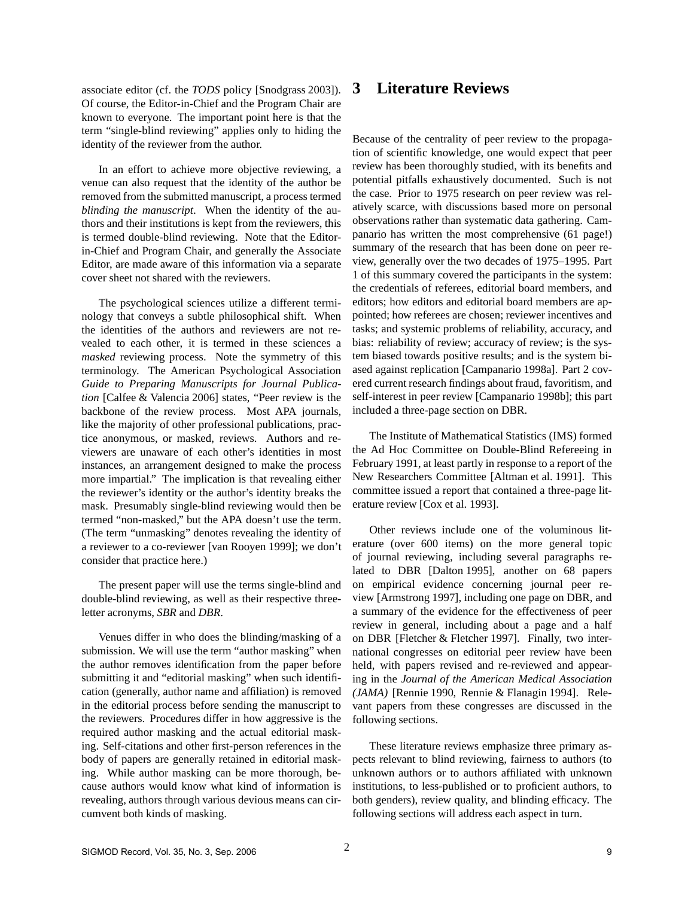associate editor (cf. the *TODS* policy [Snodgrass 2003]). Of course, the Editor-in-Chief and the Program Chair are known to everyone. The important point here is that the term "single-blind reviewing" applies only to hiding the identity of the reviewer from the author.

In an effort to achieve more objective reviewing, a venue can also request that the identity of the author be removed from the submitted manuscript, a process termed *blinding the manuscript*. When the identity of the authors and their institutions is kept from the reviewers, this is termed double-blind reviewing. Note that the Editor-in-Chief and Program Chair, and generally the Associate Editor, are made aware of this information via a separate cover sheet not shared with the reviewers.

The psychological sciences utilize a different terminology that conveys a subtle philosophical shift. When the identities of the authors and reviewers are not revealed to each other, it is termed in these sciences a *masked* reviewing process. Note the symmetry of this terminology. The American Psychological Association *Guide to Preparing Manuscripts for Journal Publication* [Calfee & Valencia 2006] states, "Peer review is the backbone of the review process. Most APA journals, like the majority of other professional publications, practice anonymous, or masked, reviews. Authors and reviewers are unaware of each other's identities in most instances, an arrangement designed to make the process more impartial." The implication is that revealing either the reviewer's identity or the author's identity breaks the mask. Presumably single-blind reviewing would then be termed "non-masked," but the APA doesn't use the term. (The term "unmasking" denotes revealing the identity of a reviewer to a co-reviewer [van Rooyen 1999]; we don't consider that practice here.)

The present paper will use the terms single-blind and double-blind reviewing, as well as their respective three-letter acronyms, *SBR* and *DBR*.

Venues differ in who does the blinding/masking of a submission. We will use the term "author masking" when the author removes identification from the paper before submitting it and "editorial masking" when such identification (generally, author name and affiliation) is removed in the editorial process before sending the manuscript to the reviewers. Procedures differ in how aggressive is the required author masking and the actual editorial masking. Self-citations and other first-person references in the body of papers are generally retained in editorial masking. While author masking can be more thorough, because authors would know what kind of information is revealing, authors through various devious means can circumvent both kinds of masking.

# 3 Literature Reviews

Because of the centrality of peer review to the propagation of scientific knowledge, one would expect that peer review has been thoroughly studied, with its benefits and potential pitfalls exhaustively documented. Such is not the case. Prior to 1975 research on peer review was relatively scarce, with discussions based more on personal observations rather than systematic data gathering. Campanario has written the most comprehensive (61 page!) summary of the research that has been done on peer review, generally over the two decades of 1975–1995. Part 1 of this summary covered the participants in the system: the credentials of referees, editorial board members, and editors; how editors and editorial board members are appointed; how referees are chosen; reviewer incentives and tasks; and systemic problems of reliability, accuracy, and bias: reliability of review; accuracy of review; is the system biased towards positive results; and is the system biased against replication [Campanario 1998a]. Part 2 covered current research findings about fraud, favoritism, and self-interest in peer review [Campanario 1998b]; this part included a three-page section on DBR.

The Institute of Mathematical Statistics (IMS) formed the Ad Hoc Committee on Double-Blind Refereeing in February 1991, at least partly in response to a report of the New Researchers Committee [Altman et al. 1991]. This committee issued a report that contained a three-page literature review [Cox et al. 1993].

Other reviews include one of the voluminous literature (over 600 items) on the more general topic of journal reviewing, including several paragraphs related to DBR [Dalton 1995], another on 68 papers on empirical evidence concerning journal peer review [Armstrong 1997], including one page on DBR, and a summary of the evidence for the effectiveness of peer review in general, including about a page and a half on DBR [Fletcher & Fletcher 1997]. Finally, two international congresses on editorial peer review have been held, with papers revised and re-reviewed and appearing in the *Journal of the American Medical Association (JAMA)* [Rennie 1990, Rennie & Flanagin 1994]. Relevant papers from these congresses are discussed in the following sections.

These literature reviews emphasize three primary aspects relevant to blind reviewing, fairness to authors (to unknown authors or to authors affiliated with unknown institutions, to less-published or to proficient authors, to both genders), review quality, and blinding efficacy. The following sections will address each aspect in turn.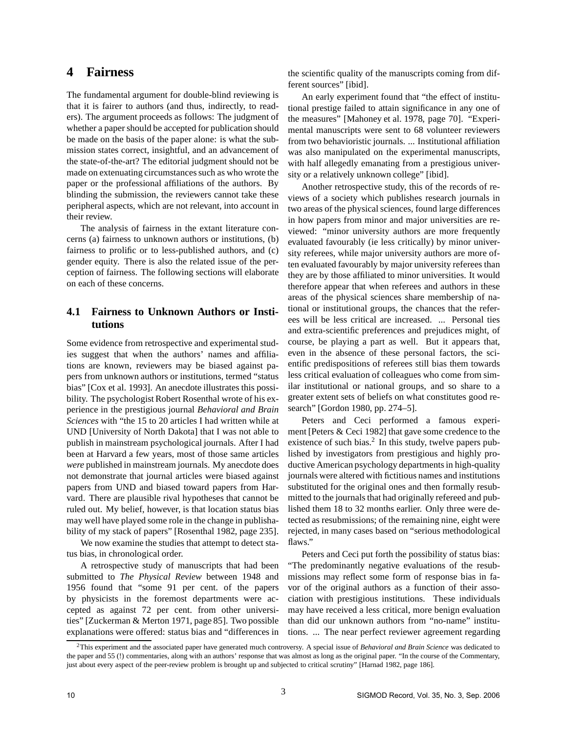# 4 Fairness

The fundamental argument for double-blind reviewing is that it is fairer to authors (and thus, indirectly, to readers). The argument proceeds as follows: The judgment of whether a paper should be accepted for publication should be made on the basis of the paper alone: is what the submission states correct, insightful, and an advancement of the state-of-the-art? The editorial judgment should not be made on extenuating circumstances such as who wrote the paper or the professional affiliations of the authors. By blinding the submission, the reviewers cannot take these peripheral aspects, which are not relevant, into account in their review.

The analysis of fairness in the extant literature concerns (a) fairness to unknown authors or institutions, (b) fairness to prolific or to less-published authors, and (c) gender equity. There is also the related issue of the perception of fairness. The following sections will elaborate on each of these concerns.

## 4.1 Fairness to Unknown Authors or Institutions

Some evidence from retrospective and experimental studies suggest that when the authors' names and affiliations are known, reviewers may be biased against papers from unknown authors or institutions, termed "status bias" [Cox et al. 1993]. An anecdote illustrates this possibility. The psychologist Robert Rosenthal wrote of his experience in the prestigious journal *Behavioral and Brain Sciences* with "the 15 to 20 articles I had written while at UND [University of North Dakota] that I was not able to publish in mainstream psychological journals. After I had been at Harvard a few years, most of those same articles *were* published in mainstream journals. My anecdote does not demonstrate that journal articles were biased against papers from UND and biased toward papers from Harvard. There are plausible rival hypotheses that cannot be ruled out. My belief, however, is that location status bias may well have played some role in the change in publishability of my stack of papers" [Rosenthal 1982, page 235].

We now examine the studies that attempt to detect status bias, in chronological order.

A retrospective study of manuscripts that had been submitted to *The Physical Review* between 1948 and 1956 found that "some 91 per cent. of the papers by physicists in the foremost departments were accepted as against 72 per cent. from other universities" [Zuckerman & Merton 1971, page 85]. Two possible explanations were offered: status bias and "differences in the scientific quality of the manuscripts coming from different sources" [ibid].

An early experiment found that "the effect of institutional prestige failed to attain significance in any one of the measures" [Mahoney et al. 1978, page 70]. "Experimental manuscripts were sent to 68 volunteer reviewers from two behavioristic journals. ... Institutional affiliation was also manipulated on the experimental manuscripts, with half allegedly emanating from a prestigious university or a relatively unknown college" [ibid].

Another retrospective study, this of the records of reviews of a society which publishes research journals in two areas of the physical sciences, found large differences in how papers from minor and major universities are reviewed: "minor university authors are more frequently evaluated favourably (ie less critically) by minor university referees, while major university authors are more often evaluated favourably by major university referees than they are by those affiliated to minor universities. It would therefore appear that when referees and authors in these areas of the physical sciences share membership of national or institutional groups, the chances that the referees will be less critical are increased. ... Personal ties and extra-scientific preferences and prejudices might, of course, be playing a part as well. But it appears that, even in the absence of these personal factors, the scientific predispositions of referees still bias them towards less critical evaluation of colleagues who come from similar institutional or national groups, and so share to a greater extent sets of beliefs on what constitutes good research" [Gordon 1980, pp. 274–5].

Peters and Ceci performed a famous experiment [Peters & Ceci 1982] that gave some credence to the existence of such bias.[2] In this study, twelve papers published by investigators from prestigious and highly productive American psychology departments in high-quality journals were altered with fictitious names and institutions substituted for the original ones and then formally resubmitted to the journals that had originally refereed and published them 18 to 32 months earlier. Only three were detected as resubmissions; of the remaining nine, eight were rejected, in many cases based on "serious methodological flaws."

Peters and Ceci put forth the possibility of status bias: "The predominantly negative evaluations of the resubmissions may reflect some form of response bias in favor of the original authors as a function of their association with prestigious institutions. These individuals may have received a less critical, more benign evaluation than did our unknown authors from "no-name" institutions. ... The near perfect reviewer agreement regarding

[2] This experiment and the associated paper have generated much controversy. A special issue of *Behavioral and Brain Science* was dedicated to the paper and 55 (!) commentaries, along with an authors' response that was almost as long as the original paper. "In the course of the Commentary, just about every aspect of the peer-review problem is brought up and subjected to critical scrutiny" [Harnad 1982, page 186].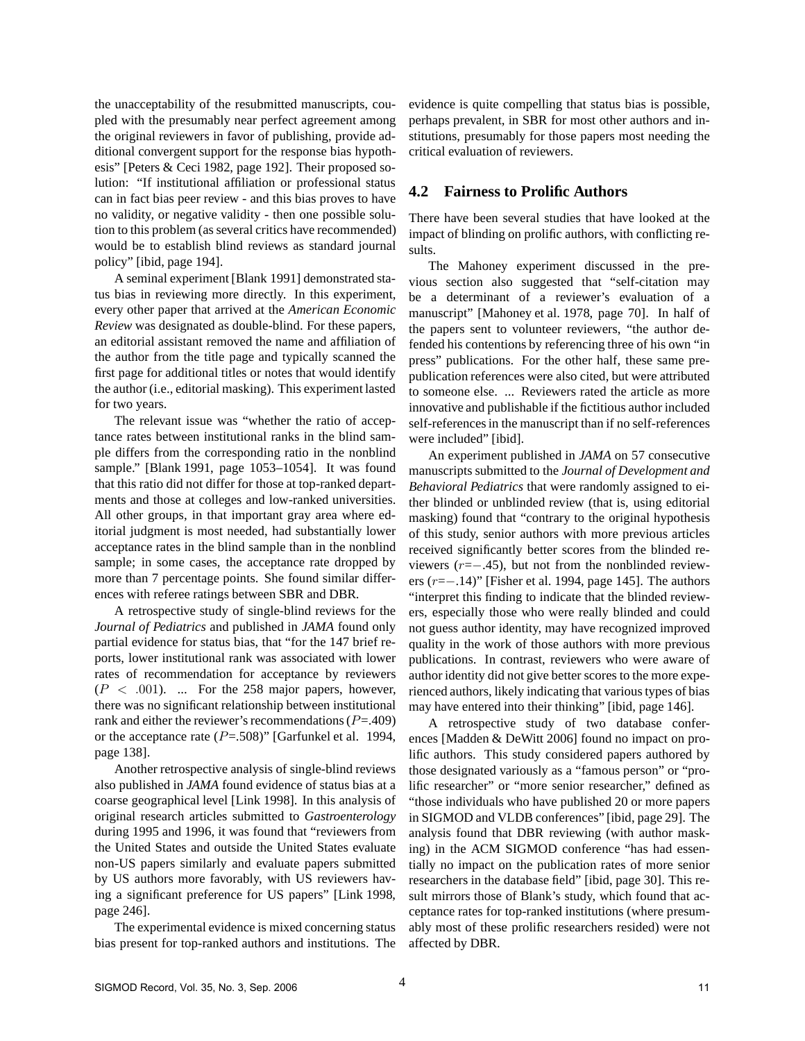the unacceptability of the resubmitted manuscripts, coupled with the presumably near perfect agreement among the original reviewers in favor of publishing, provide additional convergent support for the response bias hypothesis" [Peters & Ceci 1982, page 192]. Their proposed solution: "If institutional affiliation or professional status can in fact bias peer review - and this bias proves to have no validity, or negative validity - then one possible solution to this problem (as several critics have recommended) would be to establish blind reviews as standard journal policy" [ibid, page 194].

A seminal experiment [Blank 1991] demonstrated status bias in reviewing more directly. In this experiment, every other paper that arrived at the *American Economic Review* was designated as double-blind. For these papers, an editorial assistant removed the name and affiliation of the author from the title page and typically scanned the first page for additional titles or notes that would identify the author (i.e., editorial masking). This experiment lasted for two years.

The relevant issue was "whether the ratio of acceptance rates between institutional ranks in the blind sample differs from the corresponding ratio in the nonblind sample." [Blank 1991, page 1053–1054]. It was found that this ratio did not differ for those at top-ranked departments and those at colleges and low-ranked universities. All other groups, in that important gray area where editorial judgment is most needed, had substantially lower acceptance rates in the blind sample than in the nonblind sample; in some cases, the acceptance rate dropped by more than 7 percentage points. She found similar differences with referee ratings between SBR and DBR.

A retrospective study of single-blind reviews for the *Journal of Pediatrics* and published in *JAMA* found only partial evidence for status bias, that "for the 147 brief reports, lower institutional rank was associated with lower rates of recommendation for acceptance by reviewers ($P < .001$). ... For the 258 major papers, however, there was no significant relationship between institutional rank and either the reviewer's recommendations ($P$=.409) or the acceptance rate ($P$=.508)" [Garfunkel et al. 1994, page 138].

Another retrospective analysis of single-blind reviews also published in *JAMA* found evidence of status bias at a coarse geographical level [Link 1998]. In this analysis of original research articles submitted to *Gastroenterology* during 1995 and 1996, it was found that "reviewers from the United States and outside the United States evaluate non-US papers similarly and evaluate papers submitted by US authors more favorably, with US reviewers having a significant preference for US papers" [Link 1998, page 246].

The experimental evidence is mixed concerning status bias present for top-ranked authors and institutions. The evidence is quite compelling that status bias is possible, perhaps prevalent, in SBR for most other authors and institutions, presumably for those papers most needing the critical evaluation of reviewers.

## 4.2 Fairness to Prolific Authors

There have been several studies that have looked at the impact of blinding on prolific authors, with conflicting results.

The Mahoney experiment discussed in the previous section also suggested that "self-citation may be a determinant of a reviewer's evaluation of a manuscript" [Mahoney et al. 1978, page 70]. In half of the papers sent to volunteer reviewers, "the author defended his contentions by referencing three of his own "in press" publications. For the other half, these same prepublication references were also cited, but were attributed to someone else. ... Reviewers rated the article as more innovative and publishable if the fictitious author included self-references in the manuscript than if no self-references were included" [ibid].

An experiment published in *JAMA* on 57 consecutive manuscripts submitted to the *Journal of Development and Behavioral Pediatrics* that were randomly assigned to either blinded or unblinded review (that is, using editorial masking) found that "contrary to the original hypothesis of this study, senior authors with more previous articles received significantly better scores from the blinded reviewers ($r$=−.45), but not from the nonblinded reviewers ($r$=−.14)" [Fisher et al. 1994, page 145]. The authors "interpret this finding to indicate that the blinded reviewers, especially those who were really blinded and could not guess author identity, may have recognized improved quality in the work of those authors with more previous publications. In contrast, reviewers who were aware of author identity did not give better scores to the more experienced authors, likely indicating that various types of bias may have entered into their thinking" [ibid, page 146].

A retrospective study of two database conferences [Madden & DeWitt 2006] found no impact on prolific authors. This study considered papers authored by those designated variously as a "famous person" or "prolific researcher" or "more senior researcher," defined as "those individuals who have published 20 or more papers in SIGMOD and VLDB conferences" [ibid, page 29]. The analysis found that DBR reviewing (with author masking) in the ACM SIGMOD conference "has had essentially no impact on the publication rates of more senior researchers in the database field" [ibid, page 30]. This result mirrors those of Blank's study, which found that acceptance rates for top-ranked institutions (where presumably most of these prolific researchers resided) were not affected by DBR.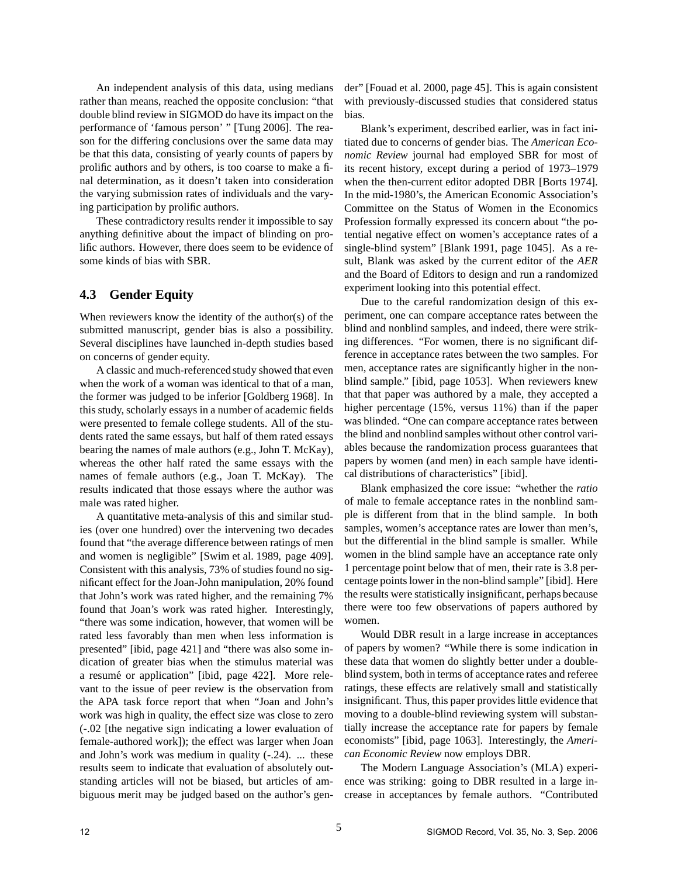An independent analysis of this data, using medians rather than means, reached the opposite conclusion: "that double blind review in SIGMOD do have its impact on the performance of 'famous person' " [Tung 2006]. The reason for the differing conclusions over the same data may be that this data, consisting of yearly counts of papers by prolific authors and by others, is too coarse to make a final determination, as it doesn't taken into consideration the varying submission rates of individuals and the varying participation by prolific authors.

These contradictory results render it impossible to say anything definitive about the impact of blinding on prolific authors. However, there does seem to be evidence of some kinds of bias with SBR.

### 4.3 Gender Equity

When reviewers know the identity of the author(s) of the submitted manuscript, gender bias is also a possibility. Several disciplines have launched in-depth studies based on concerns of gender equity.

A classic and much-referenced study showed that even when the work of a woman was identical to that of a man, the former was judged to be inferior [Goldberg 1968]. In this study, scholarly essays in a number of academic fields were presented to female college students. All of the students rated the same essays, but half of them rated essays bearing the names of male authors (e.g., John T. McKay), whereas the other half rated the same essays with the names of female authors (e.g., Joan T. McKay). The results indicated that those essays where the author was male was rated higher.

A quantitative meta-analysis of this and similar studies (over one hundred) over the intervening two decades found that "the average difference between ratings of men and women is negligible" [Swim et al. 1989, page 409]. Consistent with this analysis, 73% of studies found no significant effect for the Joan-John manipulation, 20% found that John's work was rated higher, and the remaining 7% found that Joan's work was rated higher. Interestingly, "there was some indication, however, that women will be rated less favorably than men when less information is presented" [ibid, page 421] and "there was also some indication of greater bias when the stimulus material was a resumé or application" [ibid, page 422]. More relevant to the issue of peer review is the observation from the APA task force report that when "Joan and John's work was high in quality, the effect size was close to zero (-.02 [the negative sign indicating a lower evaluation of female-authored work]); the effect was larger when Joan and John's work was medium in quality (-.24). ... these results seem to indicate that evaluation of absolutely outstanding articles will not be biased, but articles of ambiguous merit may be judged based on the author's gender" [Fouad et al. 2000, page 45]. This is again consistent with previously-discussed studies that considered status bias.

Blank's experiment, described earlier, was in fact initiated due to concerns of gender bias. The *American Economic Review* journal had employed SBR for most of its recent history, except during a period of 1973–1979 when the then-current editor adopted DBR [Borts 1974]. In the mid-1980's, the American Economic Association's Committee on the Status of Women in the Economics Profession formally expressed its concern about "the potential negative effect on women's acceptance rates of a single-blind system" [Blank 1991, page 1045]. As a result, Blank was asked by the current editor of the *AER* and the Board of Editors to design and run a randomized experiment looking into this potential effect.

Due to the careful randomization design of this experiment, one can compare acceptance rates between the blind and nonblind samples, and indeed, there were striking differences. "For women, there is no significant difference in acceptance rates between the two samples. For men, acceptance rates are significantly higher in the nonblind sample." [ibid, page 1053]. When reviewers knew that that paper was authored by a male, they accepted a higher percentage (15%, versus 11%) than if the paper was blinded. "One can compare acceptance rates between the blind and nonblind samples without other control variables because the randomization process guarantees that papers by women (and men) in each sample have identical distributions of characteristics" [ibid].

Blank emphasized the core issue: "whether the *ratio* of male to female acceptance rates in the nonblind sample is different from that in the blind sample. In both samples, women's acceptance rates are lower than men's, but the differential in the blind sample is smaller. While women in the blind sample have an acceptance rate only 1 percentage point below that of men, their rate is 3.8 percentage points lower in the non-blind sample" [ibid]. Here the results were statistically insignificant, perhaps because there were too few observations of papers authored by women.

Would DBR result in a large increase in acceptances of papers by women? "While there is some indication in these data that women do slightly better under a double-blind system, both in terms of acceptance rates and referee ratings, these effects are relatively small and statistically insignificant. Thus, this paper provides little evidence that moving to a double-blind reviewing system will substantially increase the acceptance rate for papers by female economists" [ibid, page 1063]. Interestingly, the *American Economic Review* now employs DBR.

The Modern Language Association's (MLA) experience was striking: going to DBR resulted in a large increase in acceptances by female authors. "Contributed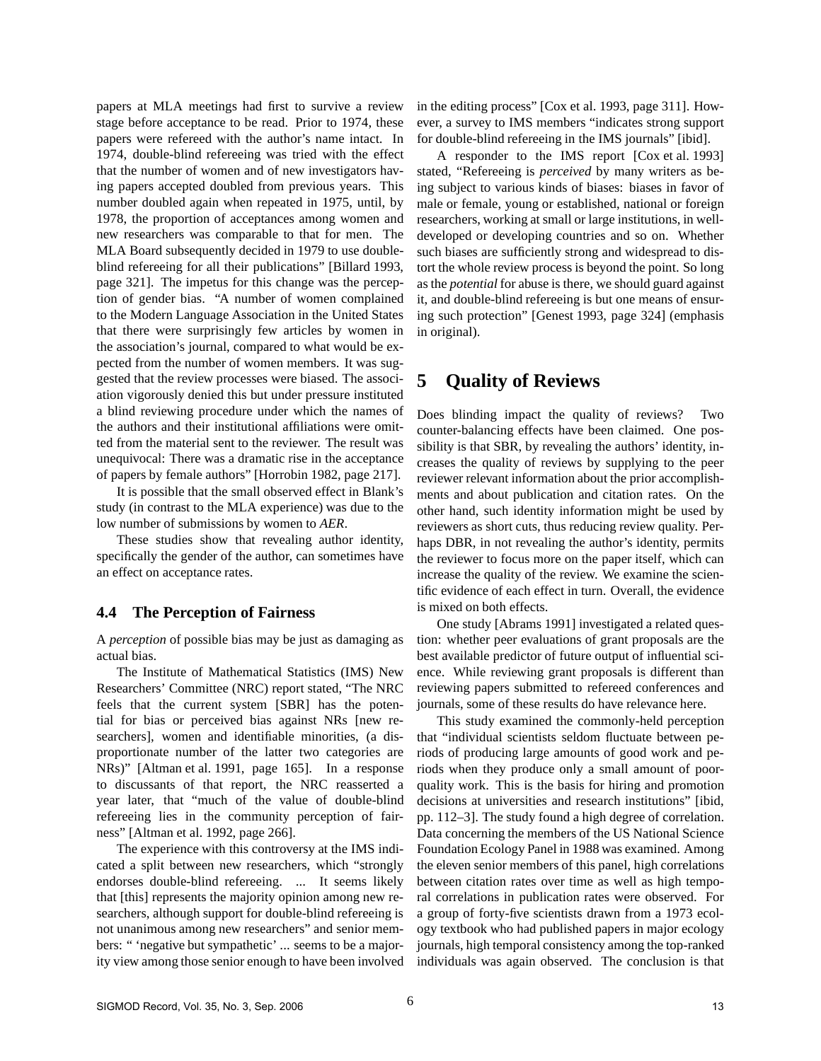papers at MLA meetings had first to survive a review stage before acceptance to be read. Prior to 1974, these papers were refereed with the author's name intact. In 1974, double-blind refereeing was tried with the effect that the number of women and of new investigators having papers accepted doubled from previous years. This number doubled again when repeated in 1975, until, by 1978, the proportion of acceptances among women and new researchers was comparable to that for men. The MLA Board subsequently decided in 1979 to use double-blind refereeing for all their publications" [Billard 1993, page 321]. The impetus for this change was the perception of gender bias. "A number of women complained to the Modern Language Association in the United States that there were surprisingly few articles by women in the association's journal, compared to what would be expected from the number of women members. It was suggested that the review processes were biased. The association vigorously denied this but under pressure instituted a blind reviewing procedure under which the names of the authors and their institutional affiliations were omitted from the material sent to the reviewer. The result was unequivocal: There was a dramatic rise in the acceptance of papers by female authors" [Horrobin 1982, page 217].

It is possible that the small observed effect in Blank's study (in contrast to the MLA experience) was due to the low number of submissions by women to *AER*.

These studies show that revealing author identity, specifically the gender of the author, can sometimes have an effect on acceptance rates.

### 4.4 The Perception of Fairness

A *perception* of possible bias may be just as damaging as actual bias.

The Institute of Mathematical Statistics (IMS) New Researchers' Committee (NRC) report stated, "The NRC feels that the current system [SBR] has the potential for bias or perceived bias against NRs [new researchers], women and identifiable minorities, (a disproportionate number of the latter two categories are NRs)" [Altman et al. 1991, page 165]. In a response to discussants of that report, the NRC reasserted a year later, that "much of the value of double-blind refereeing lies in the community perception of fairness" [Altman et al. 1992, page 266].

The experience with this controversy at the IMS indicated a split between new researchers, which "strongly endorses double-blind refereeing. ... It seems likely that [this] represents the majority opinion among new researchers, although support for double-blind refereeing is not unanimous among new researchers" and senior members: " 'negative but sympathetic' ... seems to be a majority view among those senior enough to have been involved in the editing process" [Cox et al. 1993, page 311]. However, a survey to IMS members "indicates strong support for double-blind refereeing in the IMS journals" [ibid].

A responder to the IMS report [Cox et al. 1993] stated, "Refereeing is *perceived* by many writers as being subject to various kinds of biases: biases in favor of male or female, young or established, national or foreign researchers, working at small or large institutions, in well-developed or developing countries and so on. Whether such biases are sufficiently strong and widespread to distort the whole review process is beyond the point. So long as the *potential* for abuse is there, we should guard against it, and double-blind refereeing is but one means of ensuring such protection" [Genest 1993, page 324] (emphasis in original).

## 5 Quality of Reviews

Does blinding impact the quality of reviews? Two counter-balancing effects have been claimed. One possibility is that SBR, by revealing the authors' identity, increases the quality of reviews by supplying to the peer reviewer relevant information about the prior accomplishments and about publication and citation rates. On the other hand, such identity information might be used by reviewers as short cuts, thus reducing review quality. Perhaps DBR, in not revealing the author's identity, permits the reviewer to focus more on the paper itself, which can increase the quality of the review. We examine the scientific evidence of each effect in turn. Overall, the evidence is mixed on both effects.

One study [Abrams 1991] investigated a related question: whether peer evaluations of grant proposals are the best available predictor of future output of influential science. While reviewing grant proposals is different than reviewing papers submitted to refereed conferences and journals, some of these results do have relevance here.

This study examined the commonly-held perception that "individual scientists seldom fluctuate between periods of producing large amounts of good work and periods when they produce only a small amount of poor-quality work. This is the basis for hiring and promotion decisions at universities and research institutions" [ibid, pp. 112–3]. The study found a high degree of correlation. Data concerning the members of the US National Science Foundation Ecology Panel in 1988 was examined. Among the eleven senior members of this panel, high correlations between citation rates over time as well as high temporal correlations in publication rates were observed. For a group of forty-five scientists drawn from a 1973 ecology textbook who had published papers in major ecology journals, high temporal consistency among the top-ranked individuals was again observed. The conclusion is that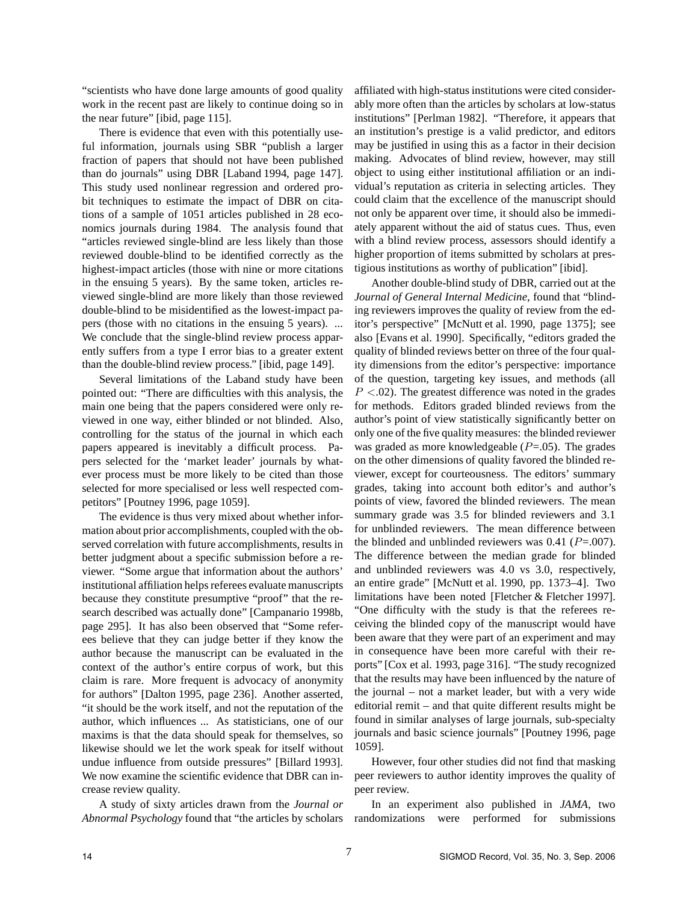"scientists who have done large amounts of good quality work in the recent past are likely to continue doing so in the near future" [ibid, page 115].

There is evidence that even with this potentially useful information, journals using SBR "publish a larger fraction of papers that should not have been published than do journals" using DBR [Laband 1994, page 147]. This study used nonlinear regression and ordered probit techniques to estimate the impact of DBR on citations of a sample of 1051 articles published in 28 economics journals during 1984. The analysis found that "articles reviewed single-blind are less likely than those reviewed double-blind to be identified correctly as the highest-impact articles (those with nine or more citations in the ensuing 5 years). By the same token, articles reviewed single-blind are more likely than those reviewed double-blind to be misidentified as the lowest-impact papers (those with no citations in the ensuing 5 years). ... We conclude that the single-blind review process apparently suffers from a type I error bias to a greater extent than the double-blind review process." [ibid, page 149].

Several limitations of the Laband study have been pointed out: "There are difficulties with this analysis, the main one being that the papers considered were only reviewed in one way, either blinded or not blinded. Also, controlling for the status of the journal in which each papers appeared is inevitably a difficult process. Papers selected for the 'market leader' journals by whatever process must be more likely to be cited than those selected for more specialised or less well respected competitors" [Poutney 1996, page 1059].

The evidence is thus very mixed about whether information about prior accomplishments, coupled with the observed correlation with future accomplishments, results in better judgment about a specific submission before a reviewer. "Some argue that information about the authors' institutional affiliation helps referees evaluate manuscripts because they constitute presumptive "proof" that the research described was actually done" [Campanario 1998b, page 295]. It has also been observed that "Some referees believe that they can judge better if they know the author because the manuscript can be evaluated in the context of the author's entire corpus of work, but this claim is rare. More frequent is advocacy of anonymity for authors" [Dalton 1995, page 236]. Another asserted, "it should be the work itself, and not the reputation of the author, which influences ... As statisticians, one of our maxims is that the data should speak for themselves, so likewise should we let the work speak for itself without undue influence from outside pressures" [Billard 1993]. We now examine the scientific evidence that DBR can increase review quality.

A study of sixty articles drawn from the *Journal or Abnormal Psychology* found that "the articles by scholars affiliated with high-status institutions were cited considerably more often than the articles by scholars at low-status institutions" [Perlman 1982]. "Therefore, it appears that an institution's prestige is a valid predictor, and editors may be justified in using this as a factor in their decision making. Advocates of blind review, however, may still object to using either institutional affiliation or an individual's reputation as criteria in selecting articles. They could claim that the excellence of the manuscript should not only be apparent over time, it should also be immediately apparent without the aid of status cues. Thus, even with a blind review process, assessors should identify a higher proportion of items submitted by scholars at prestigious institutions as worthy of publication" [ibid].

Another double-blind study of DBR, carried out at the *Journal of General Internal Medicine*, found that "blinding reviewers improves the quality of review from the editor's perspective" [McNutt et al. 1990, page 1375]; see also [Evans et al. 1990]. Specifically, "editors graded the quality of blinded reviews better on three of the four quality dimensions from the editor's perspective: importance of the question, targeting key issues, and methods (all $P < .02$). The greatest difference was noted in the grades for methods. Editors graded blinded reviews from the author's point of view statistically significantly better on only one of the five quality measures: the blinded reviewer was graded as more knowledgeable ($P$=.05). The grades on the other dimensions of quality favored the blinded reviewer, except for courteousness. The editors' summary grades, taking into account both editor's and author's points of view, favored the blinded reviewers. The mean summary grade was 3.5 for blinded reviewers and 3.1 for unblinded reviewers. The mean difference between the blinded and unblinded reviewers was 0.41 ($P$=.007). The difference between the median grade for blinded and unblinded reviewers was 4.0 vs 3.0, respectively, an entire grade" [McNutt et al. 1990, pp. 1373–4]. Two limitations have been noted [Fletcher & Fletcher 1997]. "One difficulty with the study is that the referees receiving the blinded copy of the manuscript would have been aware that they were part of an experiment and may in consequence have been more careful with their reports" [Cox et al. 1993, page 316]. "The study recognized that the results may have been influenced by the nature of the journal – not a market leader, but with a very wide editorial remit – and that quite different results might be found in similar analyses of large journals, sub-specialty journals and basic science journals" [Poutney 1996, page 1059].

However, four other studies did not find that masking peer reviewers to author identity improves the quality of peer review.

In an experiment also published in *JAMA*, two randomizations were performed for submissions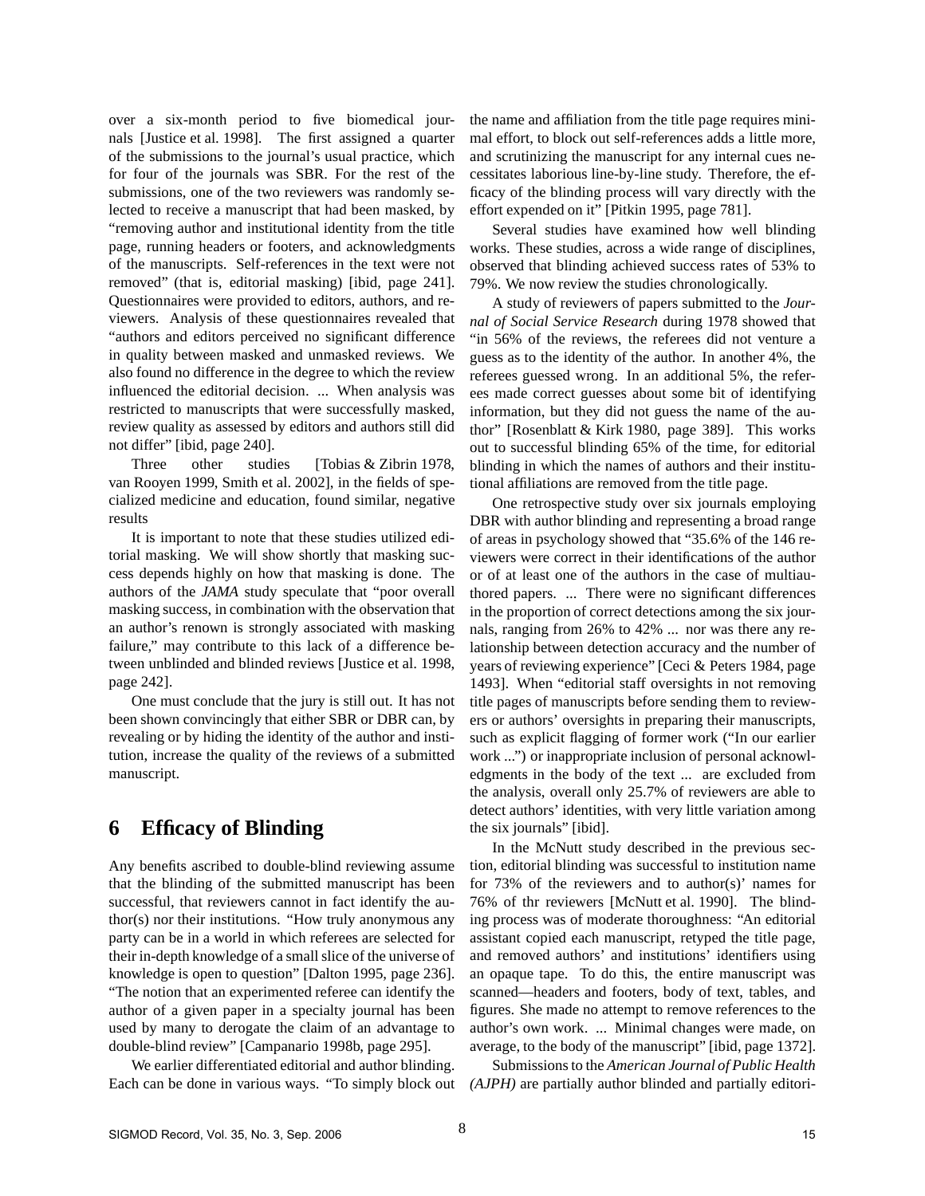over a six-month period to five biomedical journals [Justice et al. 1998]. The first assigned a quarter of the submissions to the journal's usual practice, which for four of the journals was SBR. For the rest of the submissions, one of the two reviewers was randomly selected to receive a manuscript that had been masked, by "removing author and institutional identity from the title page, running headers or footers, and acknowledgments of the manuscripts. Self-references in the text were not removed" (that is, editorial masking) [ibid, page 241]. Questionnaires were provided to editors, authors, and reviewers. Analysis of these questionnaires revealed that "authors and editors perceived no significant difference in quality between masked and unmasked reviews. We also found no difference in the degree to which the review influenced the editorial decision. ... When analysis was restricted to manuscripts that were successfully masked, review quality as assessed by editors and authors still did not differ" [ibid, page 240].

Three other studies [Tobias & Zibrin 1978, van Rooyen 1999, Smith et al. 2002], in the fields of specialized medicine and education, found similar, negative results

It is important to note that these studies utilized editorial masking. We will show shortly that masking success depends highly on how that masking is done. The authors of the *JAMA* study speculate that "poor overall masking success, in combination with the observation that an author's renown is strongly associated with masking failure," may contribute to this lack of a difference between unblinded and blinded reviews [Justice et al. 1998, page 242].

One must conclude that the jury is still out. It has not been shown convincingly that either SBR or DBR can, by revealing or by hiding the identity of the author and institution, increase the quality of the reviews of a submitted manuscript.

## 6 Efficacy of Blinding

Any benefits ascribed to double-blind reviewing assume that the blinding of the submitted manuscript has been successful, that reviewers cannot in fact identify the author(s) nor their institutions. "How truly anonymous any party can be in a world in which referees are selected for their in-depth knowledge of a small slice of the universe of knowledge is open to question" [Dalton 1995, page 236]. "The notion that an experimented referee can identify the author of a given paper in a specialty journal has been used by many to derogate the claim of an advantage to double-blind review" [Campanario 1998b, page 295].

We earlier differentiated editorial and author blinding. Each can be done in various ways. "To simply block out the name and affiliation from the title page requires minimal effort, to block out self-references adds a little more, and scrutinizing the manuscript for any internal cues necessitates laborious line-by-line study. Therefore, the efficacy of the blinding process will vary directly with the effort expended on it" [Pitkin 1995, page 781].

Several studies have examined how well blinding works. These studies, across a wide range of disciplines, observed that blinding achieved success rates of 53% to 79%. We now review the studies chronologically.

A study of reviewers of papers submitted to the *Journal of Social Service Research* during 1978 showed that "in 56% of the reviews, the referees did not venture a guess as to the identity of the author. In another 4%, the referees guessed wrong. In an additional 5%, the referees made correct guesses about some bit of identifying information, but they did not guess the name of the author" [Rosenblatt & Kirk 1980, page 389]. This works out to successful blinding 65% of the time, for editorial blinding in which the names of authors and their institutional affiliations are removed from the title page.

One retrospective study over six journals employing DBR with author blinding and representing a broad range of areas in psychology showed that "35.6% of the 146 reviewers were correct in their identifications of the author or of at least one of the authors in the case of multiauthored papers. ... There were no significant differences in the proportion of correct detections among the six journals, ranging from 26% to 42% ... nor was there any relationship between detection accuracy and the number of years of reviewing experience" [Ceci & Peters 1984, page 1493]. When "editorial staff oversights in not removing title pages of manuscripts before sending them to reviewers or authors' oversights in preparing their manuscripts, such as explicit flagging of former work ("In our earlier work ...") or inappropriate inclusion of personal acknowledgments in the body of the text ... are excluded from the analysis, overall only 25.7% of reviewers are able to detect authors' identities, with very little variation among the six journals" [ibid].

In the McNutt study described in the previous section, editorial blinding was successful to institution name for 73% of the reviewers and to author(s)' names for 76% of thr reviewers [McNutt et al. 1990]. The blinding process was of moderate thoroughness: "An editorial assistant copied each manuscript, retyped the title page, and removed authors' and institutions' identifiers using an opaque tape. To do this, the entire manuscript was scanned—headers and footers, body of text, tables, and figures. She made no attempt to remove references to the author's own work. ... Minimal changes were made, on average, to the body of the manuscript" [ibid, page 1372].

Submissions to the *American Journal of Public Health (AJPH)* are partially author blinded and partially editori-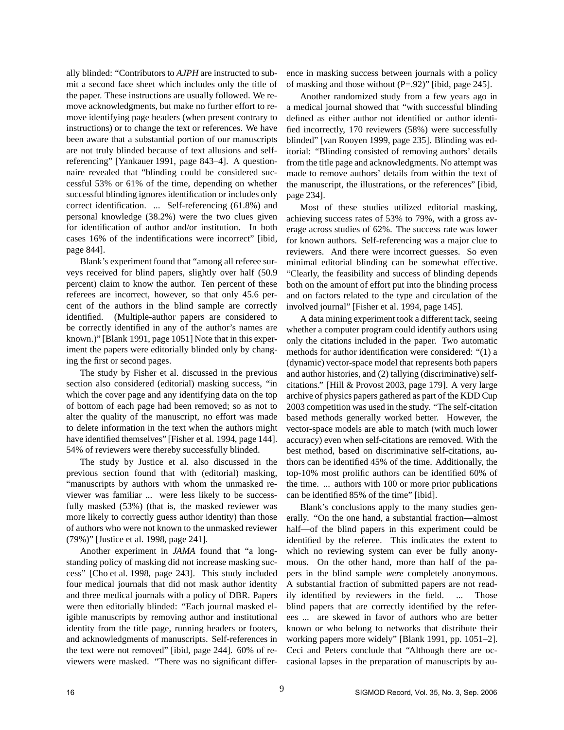ally blinded: "Contributors to *AJPH* are instructed to submit a second face sheet which includes only the title of the paper. These instructions are usually followed. We remove acknowledgments, but make no further effort to remove identifying page headers (when present contrary to instructions) or to change the text or references. We have been aware that a substantial portion of our manuscripts are not truly blinded because of text allusions and self-referencing" [Yankauer 1991, page 843–4]. A questionnaire revealed that "blinding could be considered successful 53% or 61% of the time, depending on whether successful blinding ignores identification or includes only correct identification. ... Self-referencing (61.8%) and personal knowledge (38.2%) were the two clues given for identification of author and/or institution. In both cases 16% of the indentifications were incorrect" [ibid, page 844].

Blank's experiment found that "among all referee surveys received for blind papers, slightly over half (50.9 percent) claim to know the author. Ten percent of these referees are incorrect, however, so that only 45.6 percent of the authors in the blind sample are correctly identified. (Multiple-author papers are considered to be correctly identified in any of the author's names are known.)" [Blank 1991, page 1051] Note that in this experiment the papers were editorially blinded only by changing the first or second pages.

The study by Fisher et al. discussed in the previous section also considered (editorial) masking success, "in which the cover page and any identifying data on the top of bottom of each page had been removed; so as not to alter the quality of the manuscript, no effort was made to delete information in the text when the authors might have identified themselves" [Fisher et al. 1994, page 144]. 54% of reviewers were thereby successfully blinded.

The study by Justice et al. also discussed in the previous section found that with (editorial) masking, "manuscripts by authors with whom the unmasked reviewer was familiar ... were less likely to be successfully masked (53%) (that is, the masked reviewer was more likely to correctly guess author identity) than those of authors who were not known to the unmasked reviewer (79%)" [Justice et al. 1998, page 241].

Another experiment in *JAMA* found that "a longstanding policy of masking did not increase masking success" [Cho et al. 1998, page 243]. This study included four medical journals that did not mask author identity and three medical journals with a policy of DBR. Papers were then editorially blinded: "Each journal masked eligible manuscripts by removing author and institutional identity from the title page, running headers or footers, and acknowledgments of manuscripts. Self-references in the text were not removed" [ibid, page 244]. 60% of reviewers were masked. "There was no significant difference in masking success between journals with a policy of masking and those without (P=.92)" [ibid, page 245].

Another randomized study from a few years ago in a medical journal showed that "with successful blinding defined as either author not identified or author identified incorrectly, 170 reviewers (58%) were successfully blinded" [van Rooyen 1999, page 235]. Blinding was editorial: "Blinding consisted of removing authors' details from the title page and acknowledgments. No attempt was made to remove authors' details from within the text of the manuscript, the illustrations, or the references" [ibid, page 234].

Most of these studies utilized editorial masking, achieving success rates of 53% to 79%, with a gross average across studies of 62%. The success rate was lower for known authors. Self-referencing was a major clue to reviewers. And there were incorrect guesses. So even minimal editorial blinding can be somewhat effective. "Clearly, the feasibility and success of blinding depends both on the amount of effort put into the blinding process and on factors related to the type and circulation of the involved journal" [Fisher et al. 1994, page 145].

A data mining experiment took a different tack, seeing whether a computer program could identify authors using only the citations included in the paper. Two automatic methods for author identification were considered: "(1) a (dynamic) vector-space model that represents both papers and author histories, and (2) tallying (discriminative) self-citations." [Hill & Provost 2003, page 179]. A very large archive of physics papers gathered as part of the KDD Cup 2003 competition was used in the study. "The self-citation based methods generally worked better. However, the vector-space models are able to match (with much lower accuracy) even when self-citations are removed. With the best method, based on discriminative self-citations, authors can be identified 45% of the time. Additionally, the top-10% most prolific authors can be identified 60% of the time. ... authors with 100 or more prior publications can be identified 85% of the time" [ibid].

Blank's conclusions apply to the many studies generally. "On the one hand, a substantial fraction—almost half—of the blind papers in this experiment could be identified by the referee. This indicates the extent to which no reviewing system can ever be fully anonymous. On the other hand, more than half of the papers in the blind sample *were* completely anonymous. A substantial fraction of submitted papers are not readily identified by reviewers in the field. ... Those blind papers that are correctly identified by the referees ... are skewed in favor of authors who are better known or who belong to networks that distribute their working papers more widely" [Blank 1991, pp. 1051–2]. Ceci and Peters conclude that "Although there are occasional lapses in the preparation of manuscripts by au-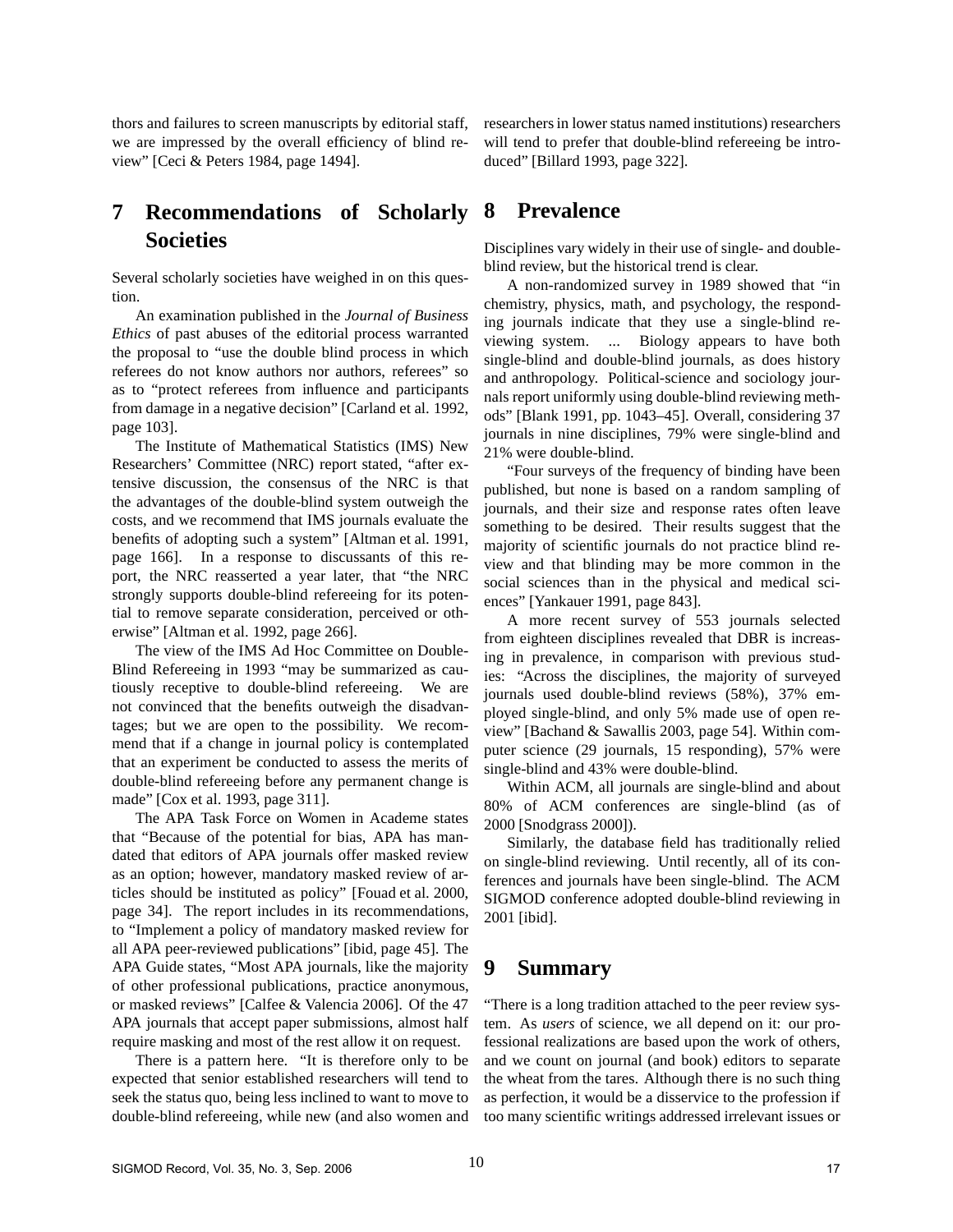thors and failures to screen manuscripts by editorial staff, we are impressed by the overall efficiency of blind review" [Ceci & Peters 1984, page 1494].

## 7 Recommendations of Scholarly Societies

Several scholarly societies have weighed in on this question.

An examination published in the *Journal of Business Ethics* of past abuses of the editorial process warranted the proposal to "use the double blind process in which referees do not know authors nor authors, referees" so as to "protect referees from influence and participants from damage in a negative decision" [Carland et al. 1992, page 103].

The Institute of Mathematical Statistics (IMS) New Researchers' Committee (NRC) report stated, "after extensive discussion, the consensus of the NRC is that the advantages of the double-blind system outweigh the costs, and we recommend that IMS journals evaluate the benefits of adopting such a system" [Altman et al. 1991, page 166]. In a response to discussants of this report, the NRC reasserted a year later, that "the NRC strongly supports double-blind refereeing for its potential to remove separate consideration, perceived or otherwise" [Altman et al. 1992, page 266].

The view of the IMS Ad Hoc Committee on Double-Blind Refereeing in 1993 "may be summarized as cautiously receptive to double-blind refereeing. We are not convinced that the benefits outweigh the disadvantages; but we are open to the possibility. We recommend that if a change in journal policy is contemplated that an experiment be conducted to assess the merits of double-blind refereeing before any permanent change is made" [Cox et al. 1993, page 311].

The APA Task Force on Women in Academe states that "Because of the potential for bias, APA has mandated that editors of APA journals offer masked review as an option; however, mandatory masked review of articles should be instituted as policy" [Fouad et al. 2000, page 34]. The report includes in its recommendations, to "Implement a policy of mandatory masked review for all APA peer-reviewed publications" [ibid, page 45]. The APA Guide states, "Most APA journals, like the majority of other professional publications, practice anonymous, or masked reviews" [Calfee & Valencia 2006]. Of the 47 APA journals that accept paper submissions, almost half require masking and most of the rest allow it on request.

There is a pattern here. "It is therefore only to be expected that senior established researchers will tend to seek the status quo, being less inclined to want to move to double-blind refereeing, while new (and also women and researchers in lower status named institutions) researchers will tend to prefer that double-blind refereeing be introduced" [Billard 1993, page 322].

## 8 Prevalence

Disciplines vary widely in their use of single- and double-blind review, but the historical trend is clear.

A non-randomized survey in 1989 showed that "in chemistry, physics, math, and psychology, the responding journals indicate that they use a single-blind reviewing system. ... Biology appears to have both single-blind and double-blind journals, as does history and anthropology. Political-science and sociology journals report uniformly using double-blind reviewing methods" [Blank 1991, pp. 1043–45]. Overall, considering 37 journals in nine disciplines, 79% were single-blind and 21% were double-blind.

"Four surveys of the frequency of binding have been published, but none is based on a random sampling of journals, and their size and response rates often leave something to be desired. Their results suggest that the majority of scientific journals do not practice blind review and that blinding may be more common in the social sciences than in the physical and medical sciences" [Yankauer 1991, page 843].

A more recent survey of 553 journals selected from eighteen disciplines revealed that DBR is increasing in prevalence, in comparison with previous studies: "Across the disciplines, the majority of surveyed journals used double-blind reviews (58%), 37% employed single-blind, and only 5% made use of open review" [Bachand & Sawallis 2003, page 54]. Within computer science (29 journals, 15 responding), 57% were single-blind and 43% were double-blind.

Within ACM, all journals are single-blind and about 80% of ACM conferences are single-blind (as of 2000 [Snodgrass 2000]).

Similarly, the database field has traditionally relied on single-blind reviewing. Until recently, all of its conferences and journals have been single-blind. The ACM SIGMOD conference adopted double-blind reviewing in 2001 [ibid].

## 9 Summary

"There is a long tradition attached to the peer review system. As *users* of science, we all depend on it: our professional realizations are based upon the work of others, and we count on journal (and book) editors to separate the wheat from the tares. Although there is no such thing as perfection, it would be a disservice to the profession if too many scientific writings addressed irrelevant issues or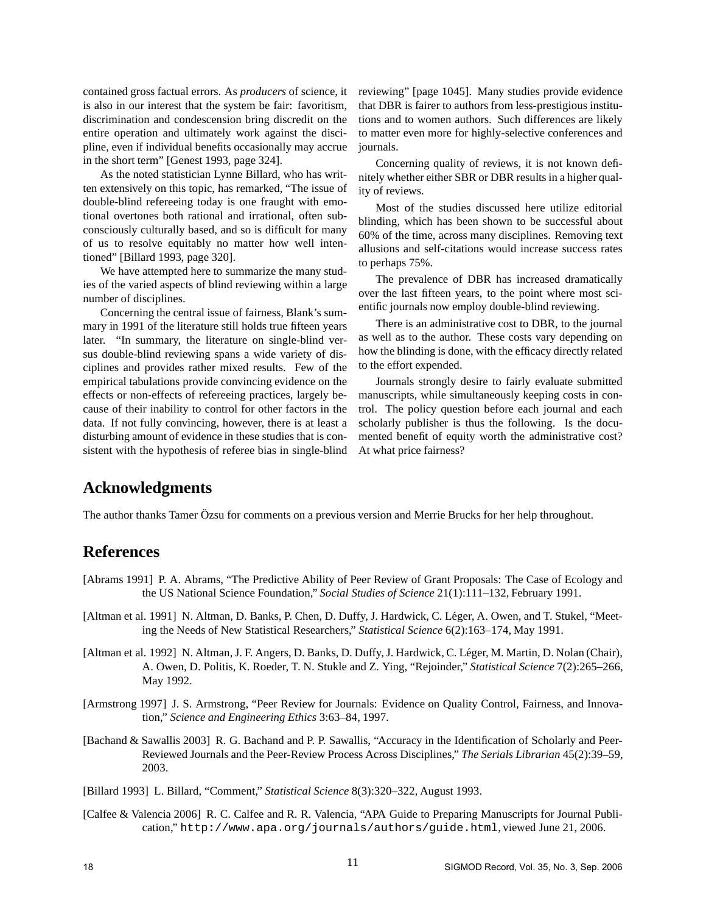contained gross factual errors. As *producers* of science, it is also in our interest that the system be fair: favoritism, discrimination and condescension bring discredit on the entire operation and ultimately work against the discipline, even if individual benefits occasionally may accrue in the short term" [Genest 1993, page 324].

As the noted statistician Lynne Billard, who has written extensively on this topic, has remarked, "The issue of double-blind refereeing today is one fraught with emotional overtones both rational and irrational, often subconsciously culturally based, and so is difficult for many of us to resolve equitably no matter how well intentioned" [Billard 1993, page 320].

We have attempted here to summarize the many studies of the varied aspects of blind reviewing within a large number of disciplines.

Concerning the central issue of fairness, Blank's summary in 1991 of the literature still holds true fifteen years later. "In summary, the literature on single-blind versus double-blind reviewing spans a wide variety of disciplines and provides rather mixed results. Few of the empirical tabulations provide convincing evidence on the effects or non-effects of refereeing practices, largely because of their inability to control for other factors in the data. If not fully convincing, however, there is at least a disturbing amount of evidence in these studies that is consistent with the hypothesis of referee bias in single-blind reviewing" [page 1045]. Many studies provide evidence that DBR is fairer to authors from less-prestigious institutions and to women authors. Such differences are likely to matter even more for highly-selective conferences and journals.

Concerning quality of reviews, it is not known definitely whether either SBR or DBR results in a higher quality of reviews.

Most of the studies discussed here utilize editorial blinding, which has been shown to be successful about 60% of the time, across many disciplines. Removing text allusions and self-citations would increase success rates to perhaps 75%.

The prevalence of DBR has increased dramatically over the last fifteen years, to the point where most scientific journals now employ double-blind reviewing.

There is an administrative cost to DBR, to the journal as well as to the author. These costs vary depending on how the blinding is done, with the efficacy directly related to the effort expended.

Journals strongly desire to fairly evaluate submitted manuscripts, while simultaneously keeping costs in control. The policy question before each journal and each scholarly publisher is thus the following. Is the documented benefit of equity worth the administrative cost? At what price fairness?

## Acknowledgments

The author thanks Tamer Özsu for comments on a previous version and Merrie Brucks for her help throughout.

## References

[Abrams 1991] P. A. Abrams, "The Predictive Ability of Peer Review of Grant Proposals: The Case of Ecology and the US National Science Foundation," *Social Studies of Science* 21(1):111–132, February 1991.

[Altman et al. 1991] N. Altman, D. Banks, P. Chen, D. Duffy, J. Hardwick, C. Léger, A. Owen, and T. Stukel, "Meeting the Needs of New Statistical Researchers," *Statistical Science* 6(2):163–174, May 1991.

[Altman et al. 1992] N. Altman, J. F. Angers, D. Banks, D. Duffy, J. Hardwick, C. Léger, M. Martin, D. Nolan (Chair), A. Owen, D. Politis, K. Roeder, T. N. Stukle and Z. Ying, "Rejoinder," *Statistical Science* 7(2):265–266, May 1992.

[Armstrong 1997] J. S. Armstrong, "Peer Review for Journals: Evidence on Quality Control, Fairness, and Innovation," *Science and Engineering Ethics* 3:63–84, 1997.

[Bachand & Sawallis 2003] R. G. Bachand and P. P. Sawallis, "Accuracy in the Identification of Scholarly and Peer-Reviewed Journals and the Peer-Review Process Across Disciplines," *The Serials Librarian* 45(2):39–59, 2003.

[Billard 1993] L. Billard, "Comment," *Statistical Science* 8(3):320–322, August 1993.

[Calfee & Valencia 2006] R. C. Calfee and R. R. Valencia, "APA Guide to Preparing Manuscripts for Journal Publication," `http://www.apa.org/journals/authors/guide.html`, viewed June 21, 2006.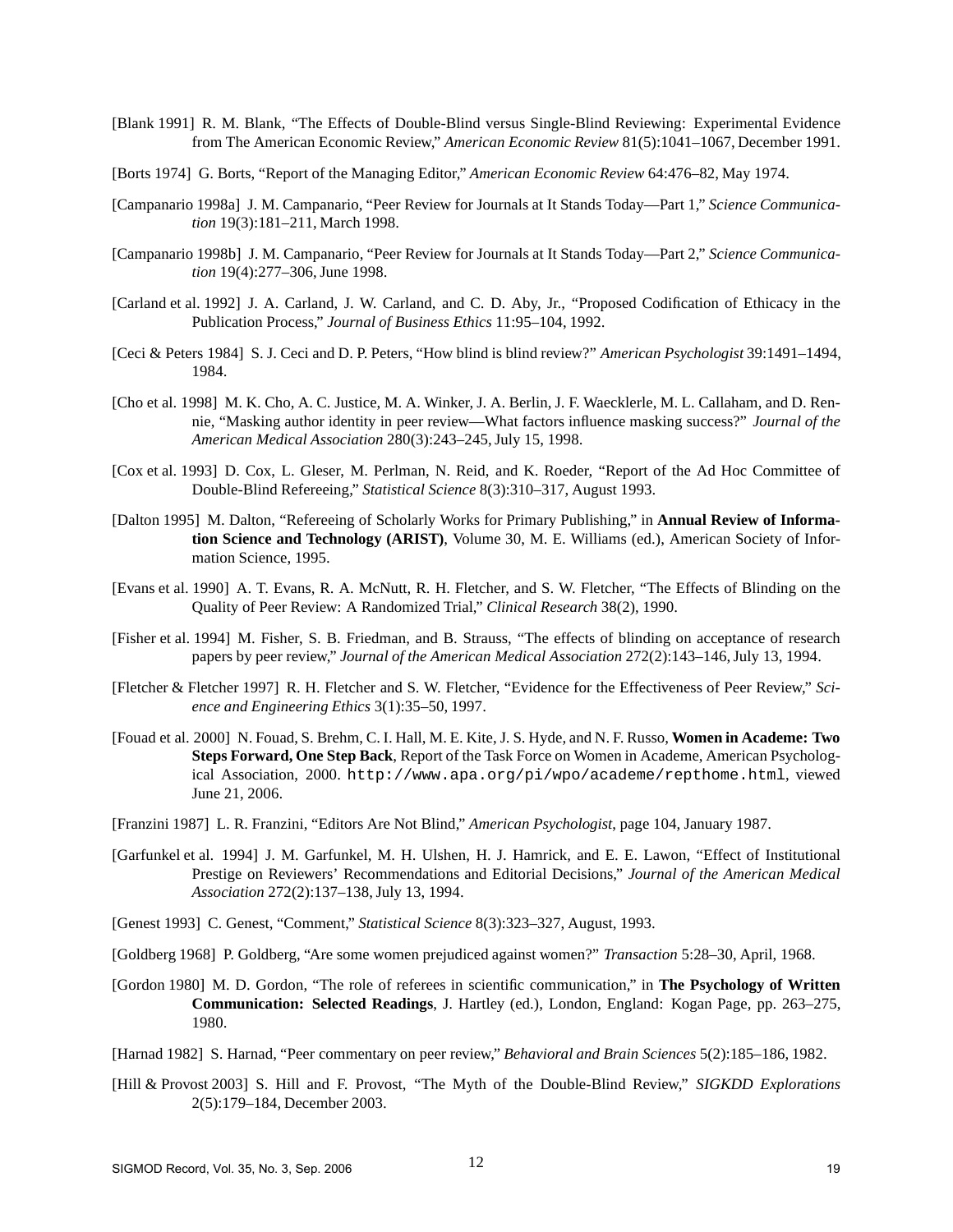[Blank 1991] R. M. Blank, "The Effects of Double-Blind versus Single-Blind Reviewing: Experimental Evidence from The American Economic Review," *American Economic Review* 81(5):1041–1067, December 1991.

[Borts 1974] G. Borts, "Report of the Managing Editor," *American Economic Review* 64:476–82, May 1974.

[Campanario 1998a] J. M. Campanario, "Peer Review for Journals at It Stands Today—Part 1," *Science Communication* 19(3):181–211, March 1998.

[Campanario 1998b] J. M. Campanario, "Peer Review for Journals at It Stands Today—Part 2," *Science Communication* 19(4):277–306, June 1998.

[Carland et al. 1992] J. A. Carland, J. W. Carland, and C. D. Aby, Jr., "Proposed Codification of Ethicacy in the Publication Process," *Journal of Business Ethics* 11:95–104, 1992.

[Ceci & Peters 1984] S. J. Ceci and D. P. Peters, "How blind is blind review?" *American Psychologist* 39:1491–1494, 1984.

[Cho et al. 1998] M. K. Cho, A. C. Justice, M. A. Winker, J. A. Berlin, J. F. Waecklerle, M. L. Callaham, and D. Rennie, "Masking author identity in peer review—What factors influence masking success?" *Journal of the American Medical Association* 280(3):243–245, July 15, 1998.

[Cox et al. 1993] D. Cox, L. Gleser, M. Perlman, N. Reid, and K. Roeder, "Report of the Ad Hoc Committee of Double-Blind Refereeing," *Statistical Science* 8(3):310–317, August 1993.

[Dalton 1995] M. Dalton, "Refereeing of Scholarly Works for Primary Publishing," in **Annual Review of Information Science and Technology (ARIST)**, Volume 30, M. E. Williams (ed.), American Society of Information Science, 1995.

[Evans et al. 1990] A. T. Evans, R. A. McNutt, R. H. Fletcher, and S. W. Fletcher, "The Effects of Blinding on the Quality of Peer Review: A Randomized Trial," *Clinical Research* 38(2), 1990.

[Fisher et al. 1994] M. Fisher, S. B. Friedman, and B. Strauss, "The effects of blinding on acceptance of research papers by peer review," *Journal of the American Medical Association* 272(2):143–146, July 13, 1994.

[Fletcher & Fletcher 1997] R. H. Fletcher and S. W. Fletcher, "Evidence for the Effectiveness of Peer Review," *Science and Engineering Ethics* 3(1):35–50, 1997.

[Fouad et al. 2000] N. Fouad, S. Brehm, C. I. Hall, M. E. Kite, J. S. Hyde, and N. F. Russo, **Women in Academe: Two Steps Forward, One Step Back**, Report of the Task Force on Women in Academe, American Psychological Association, 2000. `http://www.apa.org/pi/wpo/academe/repthome.html`, viewed June 21, 2006.

[Franzini 1987] L. R. Franzini, "Editors Are Not Blind," *American Psychologist*, page 104, January 1987.

[Garfunkel et al. 1994] J. M. Garfunkel, M. H. Ulshen, H. J. Hamrick, and E. E. Lawon, "Effect of Institutional Prestige on Reviewers' Recommendations and Editorial Decisions," *Journal of the American Medical Association* 272(2):137–138, July 13, 1994.

[Genest 1993] C. Genest, "Comment," *Statistical Science* 8(3):323–327, August, 1993.

[Goldberg 1968] P. Goldberg, "Are some women prejudiced against women?" *Transaction* 5:28–30, April, 1968.

[Gordon 1980] M. D. Gordon, "The role of referees in scientific communication," in **The Psychology of Written Communication: Selected Readings**, J. Hartley (ed.), London, England: Kogan Page, pp. 263–275, 1980.

[Harnad 1982] S. Harnad, "Peer commentary on peer review," *Behavioral and Brain Sciences* 5(2):185–186, 1982.

[Hill & Provost 2003] S. Hill and F. Provost, "The Myth of the Double-Blind Review," *SIGKDD Explorations* 2(5):179–184, December 2003.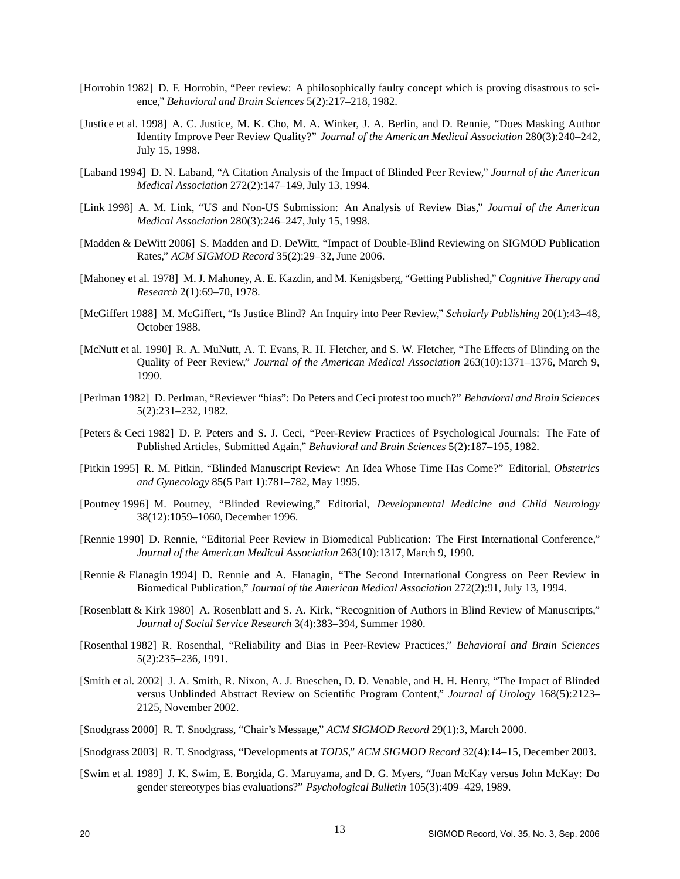[Horrobin 1982] D. F. Horrobin, "Peer review: A philosophically faulty concept which is proving disastrous to science," *Behavioral and Brain Sciences* 5(2):217–218, 1982.

[Justice et al. 1998] A. C. Justice, M. K. Cho, M. A. Winker, J. A. Berlin, and D. Rennie, "Does Masking Author Identity Improve Peer Review Quality?" *Journal of the American Medical Association* 280(3):240–242, July 15, 1998.

[Laband 1994] D. N. Laband, "A Citation Analysis of the Impact of Blinded Peer Review," *Journal of the American Medical Association* 272(2):147–149, July 13, 1994.

[Link 1998] A. M. Link, "US and Non-US Submission: An Analysis of Review Bias," *Journal of the American Medical Association* 280(3):246–247, July 15, 1998.

[Madden & DeWitt 2006] S. Madden and D. DeWitt, "Impact of Double-Blind Reviewing on SIGMOD Publication Rates," *ACM SIGMOD Record* 35(2):29–32, June 2006.

[Mahoney et al. 1978] M. J. Mahoney, A. E. Kazdin, and M. Kenigsberg, "Getting Published," *Cognitive Therapy and Research* 2(1):69–70, 1978.

[McGiffert 1988] M. McGiffert, "Is Justice Blind? An Inquiry into Peer Review," *Scholarly Publishing* 20(1):43–48, October 1988.

[McNutt et al. 1990] R. A. MuNutt, A. T. Evans, R. H. Fletcher, and S. W. Fletcher, "The Effects of Blinding on the Quality of Peer Review," *Journal of the American Medical Association* 263(10):1371–1376, March 9, 1990.

[Perlman 1982] D. Perlman, "Reviewer "bias": Do Peters and Ceci protest too much?" *Behavioral and Brain Sciences* 5(2):231–232, 1982.

[Peters & Ceci 1982] D. P. Peters and S. J. Ceci, "Peer-Review Practices of Psychological Journals: The Fate of Published Articles, Submitted Again," *Behavioral and Brain Sciences* 5(2):187–195, 1982.

[Pitkin 1995] R. M. Pitkin, "Blinded Manuscript Review: An Idea Whose Time Has Come?" Editorial, *Obstetrics and Gynecology* 85(5 Part 1):781–782, May 1995.

[Poutney 1996] M. Poutney, "Blinded Reviewing," Editorial, *Developmental Medicine and Child Neurology* 38(12):1059–1060, December 1996.

[Rennie 1990] D. Rennie, "Editorial Peer Review in Biomedical Publication: The First International Conference," *Journal of the American Medical Association* 263(10):1317, March 9, 1990.

[Rennie & Flanagin 1994] D. Rennie and A. Flanagin, "The Second International Congress on Peer Review in Biomedical Publication," *Journal of the American Medical Association* 272(2):91, July 13, 1994.

[Rosenblatt & Kirk 1980] A. Rosenblatt and S. A. Kirk, "Recognition of Authors in Blind Review of Manuscripts," *Journal of Social Service Research* 3(4):383–394, Summer 1980.

[Rosenthal 1982] R. Rosenthal, "Reliability and Bias in Peer-Review Practices," *Behavioral and Brain Sciences* 5(2):235–236, 1991.

[Smith et al. 2002] J. A. Smith, R. Nixon, A. J. Bueschen, D. D. Venable, and H. H. Henry, "The Impact of Blinded versus Unblinded Abstract Review on Scientific Program Content," *Journal of Urology* 168(5):2123–2125, November 2002.

[Snodgrass 2000] R. T. Snodgrass, "Chair's Message," *ACM SIGMOD Record* 29(1):3, March 2000.

[Snodgrass 2003] R. T. Snodgrass, "Developments at *TODS*," *ACM SIGMOD Record* 32(4):14–15, December 2003.

[Swim et al. 1989] J. K. Swim, E. Borgida, G. Maruyama, and D. G. Myers, "Joan McKay versus John McKay: Do gender stereotypes bias evaluations?" *Psychological Bulletin* 105(3):409–429, 1989.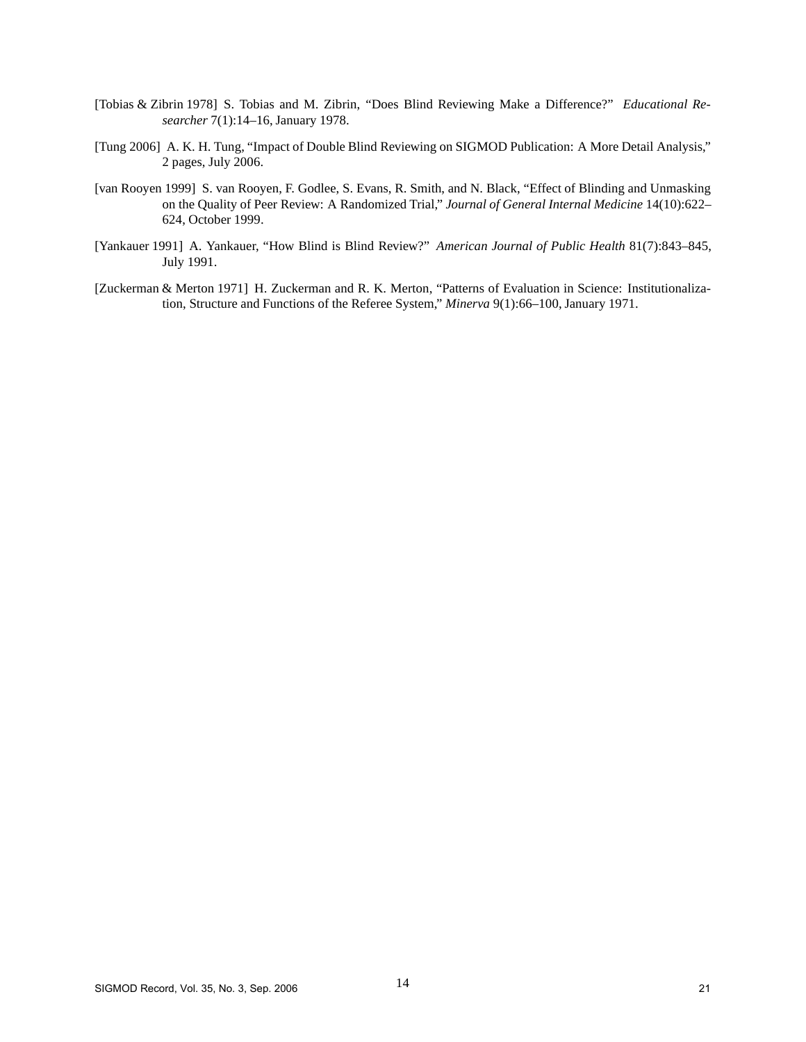[Tobias & Zibrin 1978] S. Tobias and M. Zibrin, "Does Blind Reviewing Make a Difference?" *Educational Researcher* 7(1):14–16, January 1978.

[Tung 2006] A. K. H. Tung, "Impact of Double Blind Reviewing on SIGMOD Publication: A More Detail Analysis," 2 pages, July 2006.

[van Rooyen 1999] S. van Rooyen, F. Godlee, S. Evans, R. Smith, and N. Black, "Effect of Blinding and Unmasking on the Quality of Peer Review: A Randomized Trial," *Journal of General Internal Medicine* 14(10):622–624, October 1999.

[Yankauer 1991] A. Yankauer, "How Blind is Blind Review?" *American Journal of Public Health* 81(7):843–845, July 1991.

[Zuckerman & Merton 1971] H. Zuckerman and R. K. Merton, "Patterns of Evaluation in Science: Institutionalization, Structure and Functions of the Referee System," *Minerva* 9(1):66–100, January 1971.